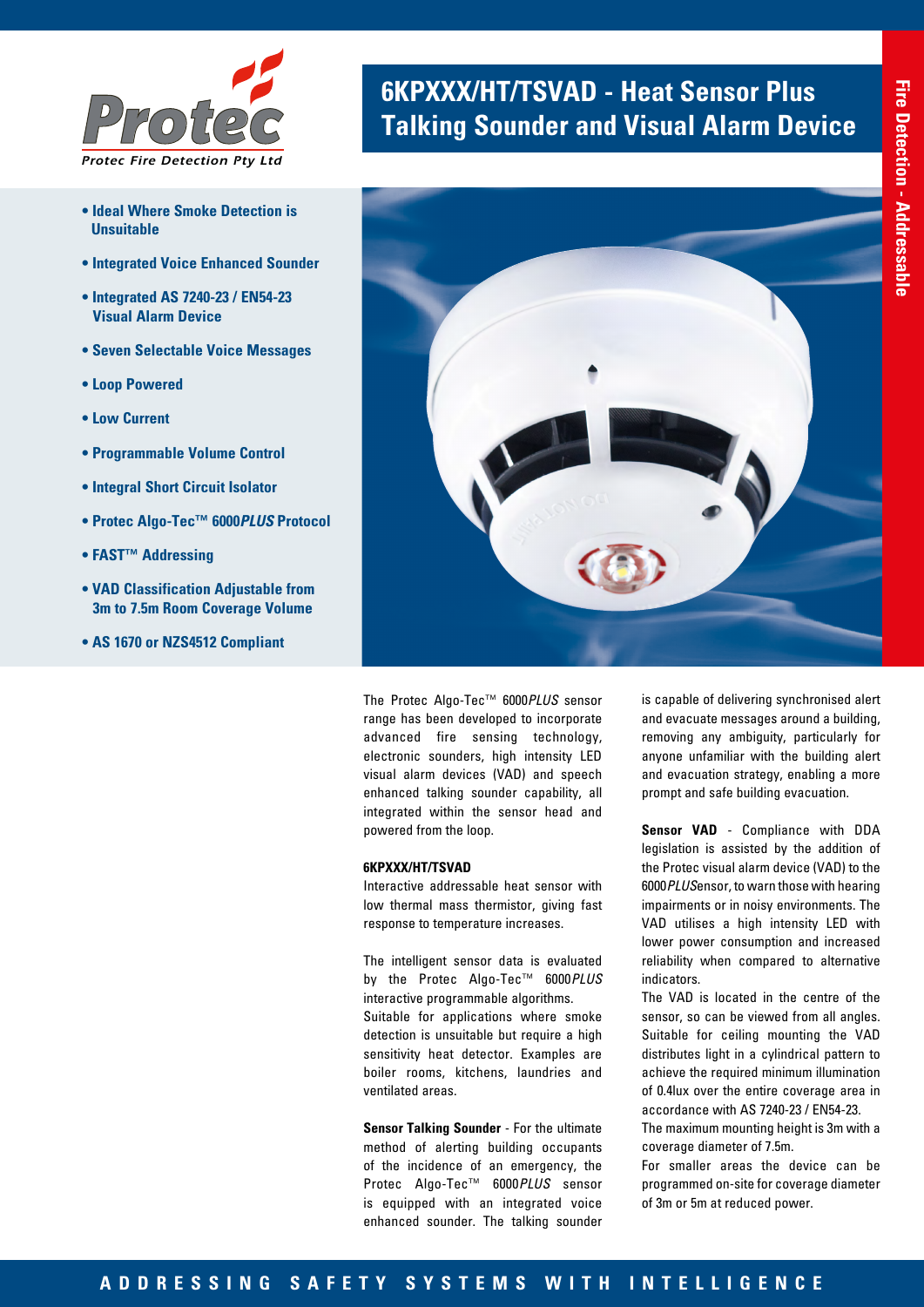Protec

Protec Fire Detection Pty Ltd

# 6KPXXX/HT/TSVAD - Heat Sensor Plus Talking Sounder and Visual Alarm Device

Fire Detection - Addressable

- **Ideal Where Smoke Detection is Unsuitable**
- **Integrated Voice Enhanced Sounder**
- **Integrated AS 7240-23 / EN54-23 Visual Alarm Device**
- **Seven Selectable Voice Messages**
- **Loop Powered**
- **Low Current**
- **Programmable Volume Control**
- **Integral Short Circuit Isolator**
- **Protec Algo-Tec™ 6000*PLUS* Protocol**
- **FAST™ Addressing**
- **VAD Classification Adjustable from 3m to 7.5m Room Coverage Volume**
- **AS 1670 or NZS4512 Compliant**

The Protec Algo-Tec™ 6000*PLUS* sensor range has been developed to incorporate advanced fire sensing technology, electronic sounders, high intensity LED visual alarm devices (VAD) and speech enhanced talking sounder capability, all integrated within the sensor head and powered from the loop.

**6KPXXX/HT/TSVAD**

Interactive addressable heat sensor with low thermal mass thermistor, giving fast response to temperature increases.

The intelligent sensor data is evaluated by the Protec Algo-Tec™ 6000*PLUS* interactive programmable algorithms.
Suitable for applications where smoke detection is unsuitable but require a high sensitivity heat detector. Examples are boiler rooms, kitchens, laundries and ventilated areas.

**Sensor Talking Sounder** - For the ultimate method of alerting building occupants of the incidence of an emergency, the Protec Algo-Tec™ 6000*PLUS* sensor is equipped with an integrated voice enhanced sounder. The talking sounder is capable of delivering synchronised alert and evacuate messages around a building, removing any ambiguity, particularly for anyone unfamiliar with the building alert and evacuation strategy, enabling a more prompt and safe building evacuation.

**Sensor VAD** - Compliance with DDA legislation is assisted by the addition of the Protec visual alarm device (VAD) to the 6000*PLUS*ensor, to warn those with hearing impairments or in noisy environments. The VAD utilises a high intensity LED with lower power consumption and increased reliability when compared to alternative indicators.
The VAD is located in the centre of the sensor, so can be viewed from all angles. Suitable for ceiling mounting the VAD distributes light in a cylindrical pattern to achieve the required minimum illumination of 0.4lux over the entire coverage area in accordance with AS 7240-23 / EN54-23.
The maximum mounting height is 3m with a coverage diameter of 7.5m.
For smaller areas the device can be programmed on-site for coverage diameter of 3m or 5m at reduced power.

ADDRESSING SAFETY SYSTEMS WITH INTELLIGENCE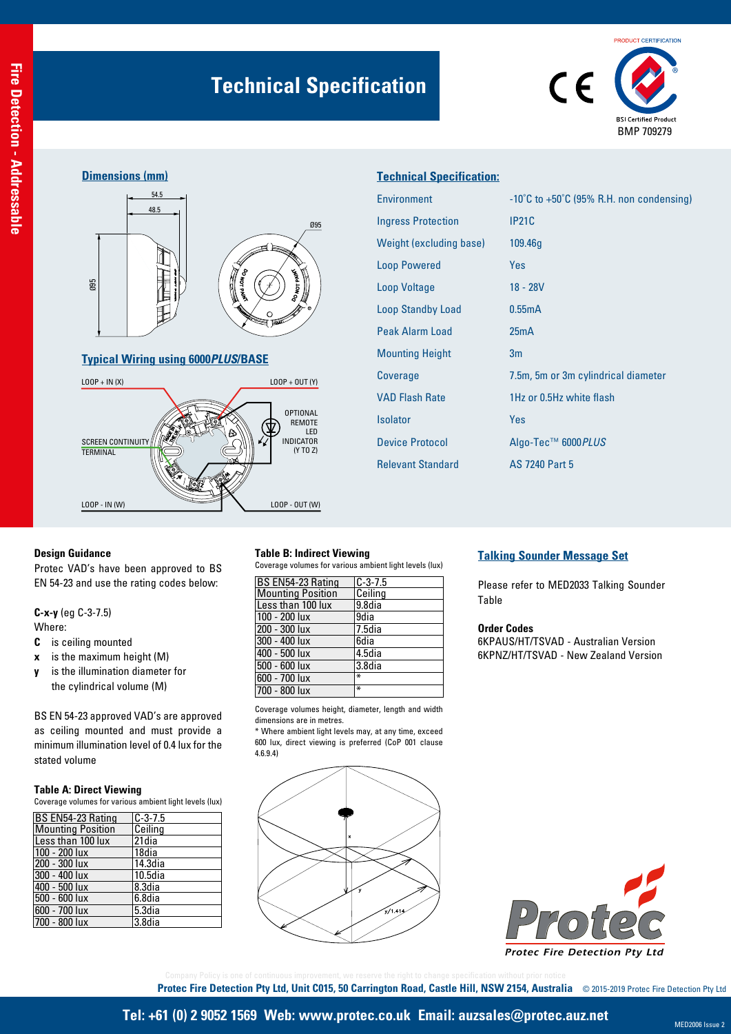# Technical Specification

BMP 709279

## Dimensions (mm)

54.5

48.5

Ø95

Ø95

## Typical Wiring using 6000*PLUS*/BASE

LOOP + IN (X)

LOOP + OUT (Y)

OPTIONAL REMOTE LED INDICATOR (Y TO Z)

SCREEN CONTINUITY TERMINAL

LOOP - IN (W)

LOOP - OUT (W)

## Technical Specification:

| | |
|---|---|
| Environment | -10˚C to +50˚C (95% R.H. non condensing) |
| Ingress Protection | IP21C |
| Weight (excluding base) | 109.46g |
| Loop Powered | Yes |
| Loop Voltage | 18 - 28V |
| Loop Standby Load | 0.55mA |
| Peak Alarm Load | 25mA |
| Mounting Height | 3m |
| Coverage | 7.5m, 5m or 3m cylindrical diameter |
| VAD Flash Rate | 1Hz or 0.5Hz white flash |
| Isolator | Yes |
| Device Protocol | Algo-Tec™ 6000*PLUS* |
| Relevant Standard | AS 7240 Part 5 |

### Design Guidance

Protec VAD's have been approved to BS EN 54-23 and use the rating codes below:

**C-x-y** (eg C-3-7.5)

Where:

- **C** is ceiling mounted
- **x** is the maximum height (M)
- **y** is the illumination diameter for the cylindrical volume (M)

BS EN 54-23 approved VAD's are approved as ceiling mounted and must provide a minimum illumination level of 0.4 lux for the stated volume

### Table A: Direct Viewing

Coverage volumes for various ambient light levels (lux)

| BS EN54-23 Rating | C-3-7.5 |
|---|---|
| Mounting Position | Ceiling |
| Less than 100 lux | 21dia |
| 100 - 200 lux | 18dia |
| 200 - 300 lux | 14.3dia |
| 300 - 400 lux | 10.5dia |
| 400 - 500 lux | 8.3dia |
| 500 - 600 lux | 6.8dia |
| 600 - 700 lux | 5.3dia |
| 700 - 800 lux | 3.8dia |

### Table B: Indirect Viewing

Coverage volumes for various ambient light levels (lux)

| BS EN54-23 Rating | C-3-7.5 |
|---|---|
| Mounting Position | Ceiling |
| Less than 100 lux | 9.8dia |
| 100 - 200 lux | 9dia |
| 200 - 300 lux | 7.5dia |
| 300 - 400 lux | 6dia |
| 400 - 500 lux | 4.5dia |
| 500 - 600 lux | 3.8dia |
| 600 - 700 lux | * |
| 700 - 800 lux | * |

Coverage volumes height, diameter, length and width dimensions are in metres.

* Where ambient light levels may, at any time, exceed 600 lux, direct viewing is preferred (CoP 001 clause 4.6.9.4)

x

y

y/1.414

## Talking Sounder Message Set

Please refer to MED2033 Talking Sounder Table

**Order Codes**

6KPAUS/HT/TSVAD - Australian Version

6KPNZ/HT/TSVAD - New Zealand Version

Protec Fire Detection Pty Ltd

Company Policy is one of continuous improvement, we reserve the right to change specification without prior notice

**Protec Fire Detection Pty Ltd, Unit C015, 50 Carrington Road, Castle Hill, NSW 2154, Australia** © 2015-2019 Protec Fire Detection Pty Ltd

**Tel: +61 (0) 2 9052 1569 Web: www.protec.co.uk Email: auzsales@protec.auz.net**

MED2006 Issue 2